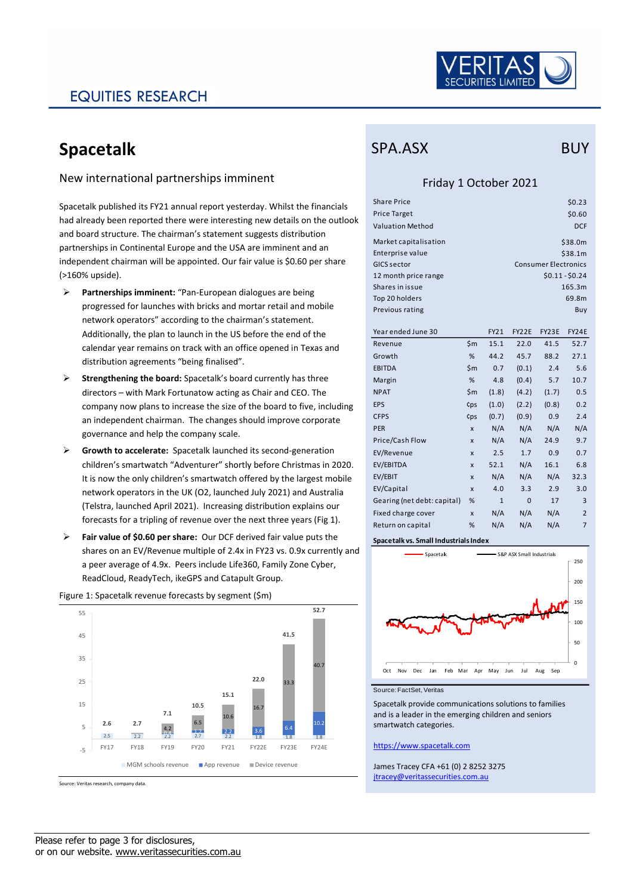EQUITIES RESEARCH

VERITAS SECURITIES LIMITED

# Spacetalk

## New international partnerships imminent

Spacetalk published its FY21 annual report yesterday. Whilst the financials had already been reported there were interesting new details on the outlook and board structure. The chairman's statement suggests distribution partnerships in Continental Europe and the USA are imminent and an independent chairman will be appointed. Our fair value is $0.60 per share (>160% upside).

- **Partnerships imminent:** "Pan-European dialogues are being progressed for launches with bricks and mortar retail and mobile network operators" according to the chairman's statement. Additionally, the plan to launch in the US before the end of the calendar year remains on track with an office opened in Texas and distribution agreements "being finalised".
- **Strengthening the board:** Spacetalk's board currently has three directors – with Mark Fortunatow acting as Chair and CEO. The company now plans to increase the size of the board to five, including an independent chairman. The changes should improve corporate governance and help the company scale.
- **Growth to accelerate:** Spacetalk launched its second-generation children's smartwatch "Adventurer" shortly before Christmas in 2020. It is now the only children's smartwatch offered by the largest mobile network operators in the UK (O2, launched July 2021) and Australia (Telstra, launched April 2021). Increasing distribution explains our forecasts for a tripling of revenue over the next three years (Fig 1).
- **Fair value of $0.60 per share:** Our DCF derived fair value puts the shares on an EV/Revenue multiple of 2.4x in FY23 vs. 0.9x currently and a peer average of 4.9x. Peers include Life360, Family Zone Cyber, ReadCloud, ReadyTech, ikeGPS and Catapult Group.

Figure 1: Spacetalk revenue forecasts by segment ($m)

| | FY17 | FY18 | FY19 | FY20 | FY21 | FY22E | FY23E | FY24E |
|---|---|---|---|---|---|---|---|---|
| MGM schools revenue | 2.5 | 2.2 | 2.2 | 2.7 | 2.2 | 1.8 | 1.8 | 1.8 |
| App revenue | | | 0.7 | 1.2 | 2.2 | 3.6 | 6.4 | 10.2 |
| Device revenue | | | 4.2 | 6.5 | 10.6 | 16.7 | 33.3 | 40.7 |
| Total | 2.6 | 2.7 | 7.1 | 10.5 | 15.1 | 22.0 | 41.5 | 52.7 |

Source: Veritas research, company data.

## SPA.ASX — BUY

Friday 1 October 2021

| | |
|---|---|
| Share Price | $0.23 |
| Price Target | $0.60 |
| Valuation Method | DCF |
| Market capitalisation | $38.0m |
| Enterprise value | $38.1m |
| GICS sector | Consumer Electronics |
| 12 month price range | $0.11 - $0.24 |
| Shares in issue | 165.3m |
| Top 20 holders | 69.8m |
| Previous rating | Buy |

| Year ended June 30 | | FY21 | FY22E | FY23E | FY24E |
|---|---|---|---|---|---|
| Revenue | $m | 15.1 | 22.0 | 41.5 | 52.7 |
| Growth | % | 44.2 | 45.7 | 88.2 | 27.1 |
| EBITDA | $m | 0.7 | (0.1) | 2.4 | 5.6 |
| Margin | % | 4.8 | (0.4) | 5.7 | 10.7 |
| NPAT | $m | (1.8) | (4.2) | (1.7) | 0.5 |
| EPS | ¢ps | (1.0) | (2.2) | (0.8) | 0.2 |
| CFPS | ¢ps | (0.7) | (0.9) | 0.9 | 2.4 |
| PER | x | N/A | N/A | N/A | N/A |
| Price/Cash Flow | x | N/A | N/A | 24.9 | 9.7 |
| EV/Revenue | x | 2.5 | 1.7 | 0.9 | 0.7 |
| EV/EBITDA | x | 52.1 | N/A | 16.1 | 6.8 |
| EV/EBIT | x | N/A | N/A | N/A | 32.3 |
| EV/Capital | x | 4.0 | 3.3 | 2.9 | 3.0 |
| Gearing (net debt: capital) | % | 1 | 0 | 17 | 3 |
| Fixed charge cover | x | N/A | N/A | N/A | 2 |
| Return on capital | % | N/A | N/A | N/A | 7 |

**Spacetalk vs. Small Industrials Index**

Source: FactSet, Veritas

Spacetalk provide communications solutions to families and is a leader in the emerging children and seniors smartwatch categories.

https://www.spacetalk.com

James Tracey CFA +61 (0) 2 8252 3275
jtracey@veritassecurities.com.au

Please refer to page 3 for disclosures, or on our website. www.veritassecurities.com.au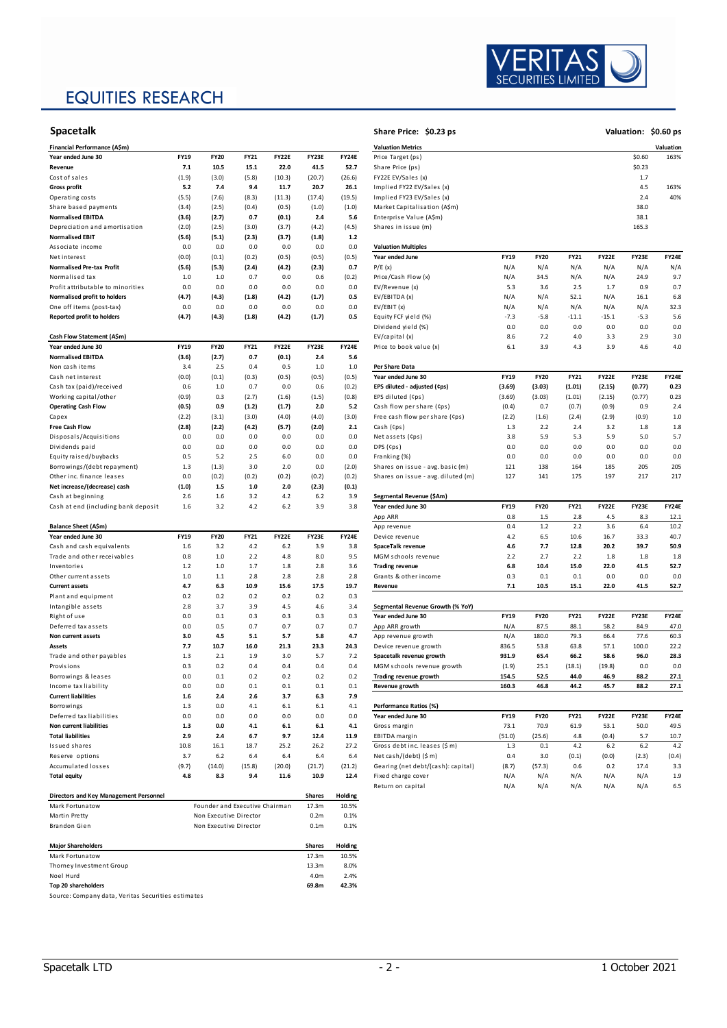# EQUITIES RESEARCH

## Spacetalk

**Share Price: $0.23 ps** | **Valuation: $0.60 ps**

### Financial Performance (A$m)

| Year ended June 30 | FY19 | FY20 | FY21 | FY22E | FY23E | FY24E |
|---|---|---|---|---|---|---|
| **Revenue** | 7.1 | 10.5 | 15.1 | 22.0 | 41.5 | 52.7 |
| Cost of sales | (1.9) | (3.0) | (5.8) | (10.3) | (20.7) | (26.6) |
| **Gross profit** | 5.2 | 7.4 | 9.4 | 11.7 | 20.7 | 26.1 |
| Operating costs | (5.5) | (7.6) | (8.3) | (11.3) | (17.4) | (19.5) |
| Share based payments | (3.4) | (2.5) | (0.4) | (0.5) | (1.0) | (1.0) |
| **Normalised EBITDA** | (3.6) | (2.7) | 0.7 | (0.1) | 2.4 | 5.6 |
| Depreciation and amortisation | (2.0) | (2.5) | (3.0) | (3.7) | (4.2) | (4.5) |
| **Normalised EBIT** | (5.6) | (5.1) | (2.3) | (3.7) | (1.8) | 1.2 |
| Associate income | 0.0 | 0.0 | 0.0 | 0.0 | 0.0 | 0.0 |
| Net interest | (0.0) | (0.1) | (0.2) | (0.5) | (0.5) | (0.5) |
| **Normalised Pre-tax Profit** | (5.6) | (5.3) | (2.4) | (4.2) | (2.3) | 0.7 |
| Normalised tax | 1.0 | 1.0 | 0.7 | 0.0 | 0.6 | (0.2) |
| Profit attributable to minorities | 0.0 | 0.0 | 0.0 | 0.0 | 0.0 | 0.0 |
| **Normalised profit to holders** | (4.7) | (4.3) | (1.8) | (4.2) | (1.7) | 0.5 |
| One off items (post-tax) | 0.0 | 0.0 | 0.0 | 0.0 | 0.0 | 0.0 |
| **Reported profit to holders** | (4.7) | (4.3) | (1.8) | (4.2) | (1.7) | 0.5 |

### Cash Flow Statement (A$m)

| Year ended June 30 | FY19 | FY20 | FY21 | FY22E | FY23E | FY24E |
|---|---|---|---|---|---|---|
| **Normalised EBITDA** | (3.6) | (2.7) | 0.7 | (0.1) | 2.4 | 5.6 |
| Non cash items | 3.4 | 2.5 | 0.4 | 0.5 | 1.0 | 1.0 |
| Cash net interest | (0.0) | (0.1) | (0.3) | (0.5) | (0.5) | (0.5) |
| Cash tax (paid)/received | 0.6 | 1.0 | 0.7 | 0.0 | 0.6 | (0.2) |
| Working capital/other | (0.9) | 0.3 | (2.7) | (1.6) | (1.5) | (0.8) |
| **Operating Cash Flow** | (0.5) | 0.9 | (1.2) | (1.7) | 2.0 | 5.2 |
| Capex | (2.2) | (3.1) | (3.0) | (4.0) | (4.0) | (3.0) |
| **Free Cash Flow** | (2.8) | (2.2) | (4.2) | (5.7) | (2.0) | 2.1 |
| Disposals/Acquisitions | 0.0 | 0.0 | 0.0 | 0.0 | 0.0 | 0.0 |
| Dividends paid | 0.0 | 0.0 | 0.0 | 0.0 | 0.0 | 0.0 |
| Equity raised/buybacks | 0.5 | 5.2 | 2.5 | 6.0 | 0.0 | 0.0 |
| Borrowings/(debt repayment) | 1.3 | (1.3) | 3.0 | 2.0 | 0.0 | (2.0) |
| Other inc. finance leases | 0.0 | (0.2) | (0.2) | (0.2) | (0.2) | (0.2) |
| **Net increase/(decrease) cash** | (1.0) | 1.5 | 1.0 | 2.0 | (2.3) | (0.1) |
| Cash at beginning | 2.6 | 1.6 | 3.2 | 4.2 | 6.2 | 3.9 |
| Cash at end (including bank deposit | 1.6 | 3.2 | 4.2 | 6.2 | 3.9 | 3.8 |

### Balance Sheet (A$m)

| Year ended June 30 | FY19 | FY20 | FY21 | FY22E | FY23E | FY24E |
|---|---|---|---|---|---|---|
| Cash and cash equivalents | 1.6 | 3.2 | 4.2 | 6.2 | 3.9 | 3.8 |
| Trade and other receivables | 0.8 | 1.0 | 2.2 | 4.8 | 8.0 | 9.5 |
| Inventories | 1.2 | 1.0 | 1.7 | 1.8 | 2.8 | 3.6 |
| Other current assets | 1.0 | 1.1 | 2.8 | 2.8 | 2.8 | 2.8 |
| **Current assets** | 4.7 | 6.3 | 10.9 | 15.6 | 17.5 | 19.7 |
| Plant and equipment | 0.2 | 0.2 | 0.2 | 0.2 | 0.2 | 0.3 |
| Intangible assets | 2.8 | 3.7 | 3.9 | 4.5 | 4.6 | 3.4 |
| Right of use | 0.0 | 0.1 | 0.3 | 0.3 | 0.3 | 0.3 |
| Deferred tax assets | 0.0 | 0.5 | 0.7 | 0.7 | 0.7 | 0.7 |
| **Non current assets** | 3.0 | 4.5 | 5.1 | 5.7 | 5.8 | 4.7 |
| **Assets** | 7.7 | 10.7 | 16.0 | 21.3 | 23.3 | 24.3 |
| Trade and other payables | 1.3 | 2.1 | 1.9 | 3.0 | 5.7 | 7.2 |
| Provisions | 0.3 | 0.2 | 0.4 | 0.4 | 0.4 | 0.4 |
| Borrowings & leases | 0.0 | 0.1 | 0.2 | 0.2 | 0.2 | 0.2 |
| Income tax liability | 0.0 | 0.0 | 0.1 | 0.1 | 0.1 | 0.1 |
| **Current liabilities** | 1.6 | 2.4 | 2.6 | 3.7 | 6.3 | 7.9 |
| Borrowings | 1.3 | 0.0 | 4.1 | 6.1 | 6.1 | 4.1 |
| Deferred tax liabilities | 0.0 | 0.0 | 0.0 | 0.0 | 0.0 | 0.0 |
| **Non current liabilities** | 1.3 | 0.0 | 4.1 | 6.1 | 6.1 | 4.1 |
| **Total liabilities** | 2.9 | 2.4 | 6.7 | 9.7 | 12.4 | 11.9 |
| Issued shares | 10.8 | 16.1 | 18.7 | 25.2 | 26.2 | 27.2 |
| Reserve options | 3.7 | 6.2 | 6.4 | 6.4 | 6.4 | 6.4 |
| Accumulated losses | (9.7) | (14.0) | (15.8) | (20.0) | (21.7) | (21.2) |
| **Total equity** | 4.8 | 8.3 | 9.4 | 11.6 | 10.9 | 12.4 |

### Directors and Key Management Personnel

| Name | Position | Shares | Holding |
|---|---|---|---|
| Mark Fortunatow | Founder and Executive Chairman | 17.3m | 10.5% |
| Martin Pretty | Non Executive Director | 0.2m | 0.1% |
| Brandon Gien | Non Executive Director | 0.1m | 0.1% |

### Major Shareholders

| Name | Shares | Holding |
|---|---|---|
| Mark Fortunatow | 17.3m | 10.5% |
| Thorney Investment Group | 13.3m | 8.0% |
| Noel Hurd | 4.0m | 2.4% |
| **Top 20 shareholders** | **69.8m** | **42.3%** |

Source: Company data, Veritas Securities estimates

### Valuation Metrics

| | | Valuation |
|---|---|---|
| Price Target (ps) | $0.60 | 163% |
| Share Price (ps) | $0.23 | |
| FY22E EV/Sales (x) | 1.7 | |
| Implied FY22 EV/Sales (x) | 4.5 | 163% |
| Implied FY23 EV/Sales (x) | 2.4 | 40% |
| Market Capitalisation (A$m) | 38.0 | |
| Enterprise Value (A$m) | 38.1 | |
| Shares in issue (m) | 165.3 | |

### Valuation Multiples

| Year ended June | FY19 | FY20 | FY21 | FY22E | FY23E | FY24E |
|---|---|---|---|---|---|---|
| P/E (x) | N/A | N/A | N/A | N/A | N/A | N/A |
| Price/Cash Flow (x) | N/A | 34.5 | N/A | N/A | 24.9 | 9.7 |
| EV/Revenue (x) | 5.3 | 3.6 | 2.5 | 1.7 | 0.9 | 0.7 |
| EV/EBITDA (x) | N/A | N/A | 52.1 | N/A | 16.1 | 6.8 |
| EV/EBIT (x) | N/A | N/A | N/A | N/A | N/A | 32.3 |
| Equity FCF yield (%) | -7.3 | -5.8 | -11.1 | -15.1 | -5.3 | 5.6 |
| Dividend yield (%) | 0.0 | 0.0 | 0.0 | 0.0 | 0.0 | 0.0 |
| EV/capital (x) | 8.6 | 7.2 | 4.0 | 3.3 | 2.9 | 3.0 |
| Price to book value (x) | 6.1 | 3.9 | 4.3 | 3.9 | 4.6 | 4.0 |

### Per Share Data

| Year ended June 30 | FY19 | FY20 | FY21 | FY22E | FY23E | FY24E |
|---|---|---|---|---|---|---|
| **EPS diluted - adjusted (¢ps)** | (3.69) | (3.03) | (1.01) | (2.15) | (0.77) | 0.23 |
| EPS diluted (¢ps) | (3.69) | (3.03) | (1.01) | (2.15) | (0.77) | 0.23 |
| Cash flow per share (¢ps) | (0.4) | 0.7 | (0.7) | (0.9) | 0.9 | 2.4 |
| Free cash flow per share (¢ps) | (2.2) | (1.6) | (2.4) | (2.9) | (0.9) | 1.0 |
| Cash (¢ps) | 1.3 | 2.2 | 2.4 | 3.2 | 1.8 | 1.8 |
| Net assets (¢ps) | 3.8 | 5.9 | 5.3 | 5.9 | 5.0 | 5.7 |
| DPS (¢ps) | 0.0 | 0.0 | 0.0 | 0.0 | 0.0 | 0.0 |
| Franking (%) | 0.0 | 0.0 | 0.0 | 0.0 | 0.0 | 0.0 |
| Shares on issue - avg. basic (m) | 121 | 138 | 164 | 185 | 205 | 205 |
| Shares on issue - avg. diluted (m) | 127 | 141 | 175 | 197 | 217 | 217 |

### Segmental Revenue ($Am)

| Year ended June 30 | FY19 | FY20 | FY21 | FY22E | FY23E | FY24E |
|---|---|---|---|---|---|---|
| App ARR | 0.8 | 1.5 | 2.8 | 4.5 | 8.3 | 12.1 |
| App revenue | 0.4 | 1.2 | 2.2 | 3.6 | 6.4 | 10.2 |
| Device revenue | 4.2 | 6.5 | 10.6 | 16.7 | 33.3 | 40.7 |
| **SpaceTalk revenue** | 4.6 | 7.7 | 12.8 | 20.2 | 39.7 | 50.9 |
| MGM schools revenue | 2.2 | 2.7 | 2.2 | 1.8 | 1.8 | 1.8 |
| **Trading revenue** | 6.8 | 10.4 | 15.0 | 22.0 | 41.5 | 52.7 |
| Grants & other income | 0.3 | 0.1 | 0.1 | 0.0 | 0.0 | 0.0 |
| **Revenue** | 7.1 | 10.5 | 15.1 | 22.0 | 41.5 | 52.7 |

### Segmental Revenue Growth (% YoY)

| Year ended June 30 | FY19 | FY20 | FY21 | FY22E | FY23E | FY24E |
|---|---|---|---|---|---|---|
| App ARR growth | N/A | 87.5 | 88.1 | 58.2 | 84.9 | 47.0 |
| App revenue growth | N/A | 180.0 | 79.3 | 66.4 | 77.6 | 60.3 |
| Device revenue growth | 836.5 | 53.8 | 63.8 | 57.1 | 100.0 | 22.2 |
| **Spacetalk revenue growth** | 931.9 | 65.4 | 66.2 | 58.6 | 96.0 | 28.3 |
| MGM schools revenue growth | (1.9) | 25.1 | (18.1) | (19.8) | 0.0 | 0.0 |
| **Trading revenue growth** | 154.5 | 52.5 | 44.0 | 46.9 | 88.2 | 27.1 |
| **Revenue growth** | 160.3 | 46.8 | 44.2 | 45.7 | 88.2 | 27.1 |

### Performance Ratios (%)

| Year ended June 30 | FY19 | FY20 | FY21 | FY22E | FY23E | FY24E |
|---|---|---|---|---|---|---|
| Gross margin | 73.1 | 70.9 | 61.9 | 53.1 | 50.0 | 49.5 |
| EBITDA margin | (51.0) | (25.6) | 4.8 | (0.4) | 5.7 | 10.7 |
| Gross debt inc. leases ($ m) | 1.3 | 0.1 | 4.2 | 6.2 | 6.2 | 4.2 |
| Net cash/(debt) ($ m) | 0.4 | 3.0 | (0.1) | (0.0) | (2.3) | (0.4) |
| Gearing (net debt/(cash): capital) | (8.7) | (57.3) | 0.6 | 0.2 | 17.4 | 3.3 |
| Fixed charge cover | N/A | N/A | N/A | N/A | N/A | 1.9 |
| Return on capital | N/A | N/A | N/A | N/A | N/A | 6.5 |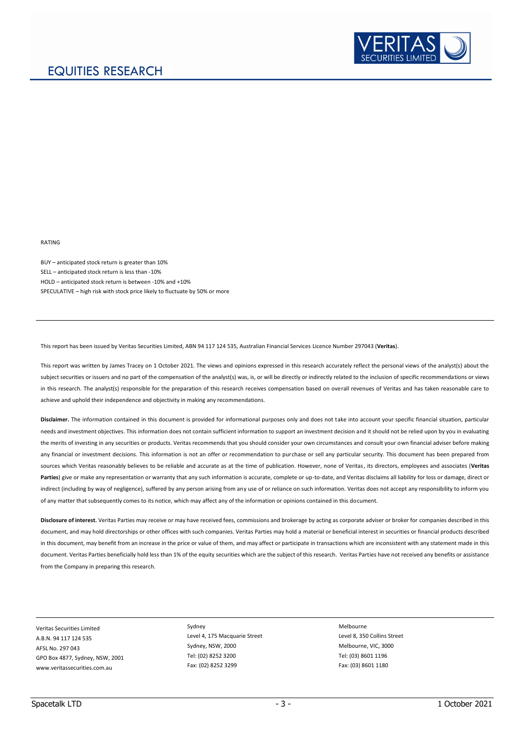# EQUITIES RESEARCH

RATING

BUY – anticipated stock return is greater than 10%
SELL – anticipated stock return is less than -10%
HOLD – anticipated stock return is between -10% and +10%
SPECULATIVE – high risk with stock price likely to fluctuate by 50% or more

---

This report has been issued by Veritas Securities Limited, ABN 94 117 124 535, Australian Financial Services Licence Number 297043 (**Veritas**).

This report was written by James Tracey on 1 October 2021. The views and opinions expressed in this research accurately reflect the personal views of the analyst(s) about the subject securities or issuers and no part of the compensation of the analyst(s) was, is, or will be directly or indirectly related to the inclusion of specific recommendations or views in this research. The analyst(s) responsible for the preparation of this research receives compensation based on overall revenues of Veritas and has taken reasonable care to achieve and uphold their independence and objectivity in making any recommendations.

**Disclaimer.** The information contained in this document is provided for informational purposes only and does not take into account your specific financial situation, particular needs and investment objectives. This information does not contain sufficient information to support an investment decision and it should not be relied upon by you in evaluating the merits of investing in any securities or products. Veritas recommends that you should consider your own circumstances and consult your own financial adviser before making any financial or investment decisions. This information is not an offer or recommendation to purchase or sell any particular security. This document has been prepared from sources which Veritas reasonably believes to be reliable and accurate as at the time of publication. However, none of Veritas, its directors, employees and associates (**Veritas Parties**) give or make any representation or warranty that any such information is accurate, complete or up-to-date, and Veritas disclaims all liability for loss or damage, direct or indirect (including by way of negligence), suffered by any person arising from any use of or reliance on such information. Veritas does not accept any responsibility to inform you of any matter that subsequently comes to its notice, which may affect any of the information or opinions contained in this document.

**Disclosure of interest.** Veritas Parties may receive or may have received fees, commissions and brokerage by acting as corporate adviser or broker for companies described in this document, and may hold directorships or other offices with such companies. Veritas Parties may hold a material or beneficial interest in securities or financial products described in this document, may benefit from an increase in the price or value of them, and may affect or participate in transactions which are inconsistent with any statement made in this document. Veritas Parties beneficially hold less than 1% of the equity securities which are the subject of this research. Veritas Parties have not received any benefits or assistance from the Company in preparing this research.

---

Veritas Securities Limited
A.B.N. 94 117 124 535
AFSL No. 297 043
GPO Box 4877, Sydney, NSW, 2001
www.veritassecurities.com.au

Sydney
Level 4, 175 Macquarie Street
Sydney, NSW, 2000
Tel: (02) 8252 3200
Fax: (02) 8252 3299

Melbourne
Level 8, 350 Collins Street
Melbourne, VIC, 3000
Tel: (03) 8601 1196
Fax: (03) 8601 1180